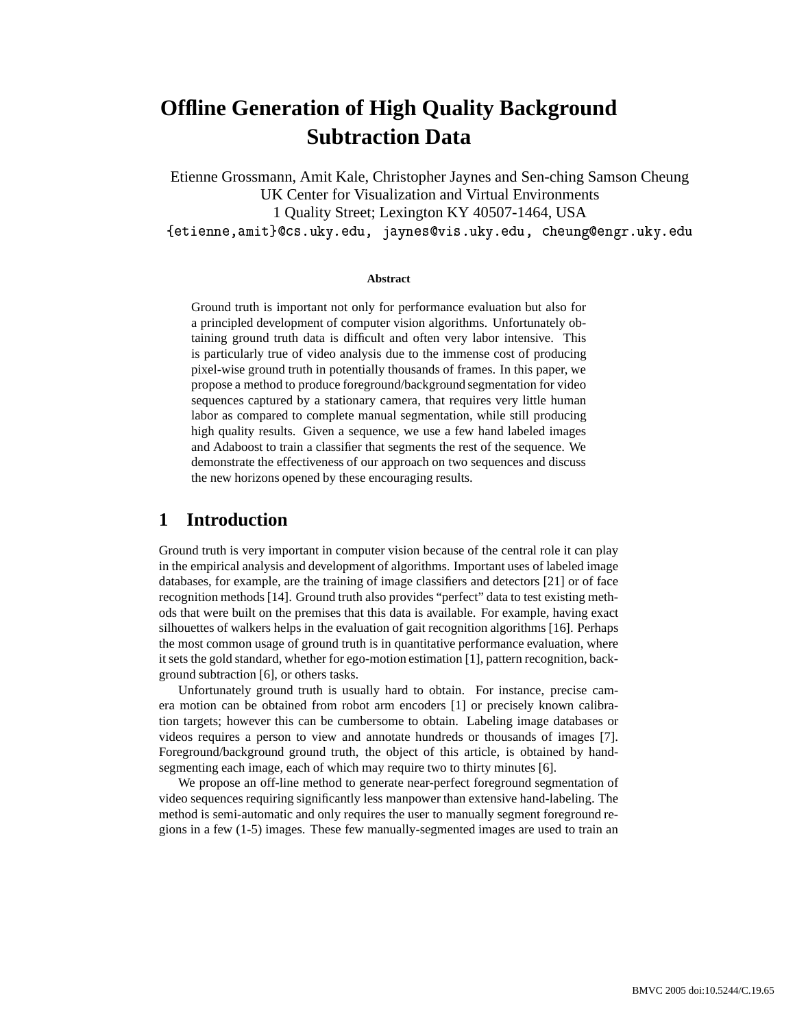# Offline Generation of High Quality Background Subtraction Data

Etienne Grossmann, Amit Kale, Christopher Jaynes and Sen-ching Samson Cheung
UK Center for Visualization and Virtual Environments
1 Quality Street; Lexington KY 40507-1464, USA
{etienne,amit}@cs.uky.edu, jaynes@vis.uky.edu, cheung@engr.uky.edu

### Abstract

Ground truth is important not only for performance evaluation but also for a principled development of computer vision algorithms. Unfortunately obtaining ground truth data is difficult and often very labor intensive. This is particularly true of video analysis due to the immense cost of producing pixel-wise ground truth in potentially thousands of frames. In this paper, we propose a method to produce foreground/background segmentation for video sequences captured by a stationary camera, that requires very little human labor as compared to complete manual segmentation, while still producing high quality results. Given a sequence, we use a few hand labeled images and Adaboost to train a classifier that segments the rest of the sequence. We demonstrate the effectiveness of our approach on two sequences and discuss the new horizons opened by these encouraging results.

## 1 Introduction

Ground truth is very important in computer vision because of the central role it can play in the empirical analysis and development of algorithms. Important uses of labeled image databases, for example, are the training of image classifiers and detectors [21] or of face recognition methods [14]. Ground truth also provides "perfect" data to test existing methods that were built on the premises that this data is available. For example, having exact silhouettes of walkers helps in the evaluation of gait recognition algorithms [16]. Perhaps the most common usage of ground truth is in quantitative performance evaluation, where it sets the gold standard, whether for ego-motion estimation [1], pattern recognition, background subtraction [6], or others tasks.

Unfortunately ground truth is usually hard to obtain. For instance, precise camera motion can be obtained from robot arm encoders [1] or precisely known calibration targets; however this can be cumbersome to obtain. Labeling image databases or videos requires a person to view and annotate hundreds or thousands of images [7]. Foreground/background ground truth, the object of this article, is obtained by hand-segmenting each image, each of which may require two to thirty minutes [6].

We propose an off-line method to generate near-perfect foreground segmentation of video sequences requiring significantly less manpower than extensive hand-labeling. The method is semi-automatic and only requires the user to manually segment foreground regions in a few (1-5) images. These few manually-segmented images are used to train an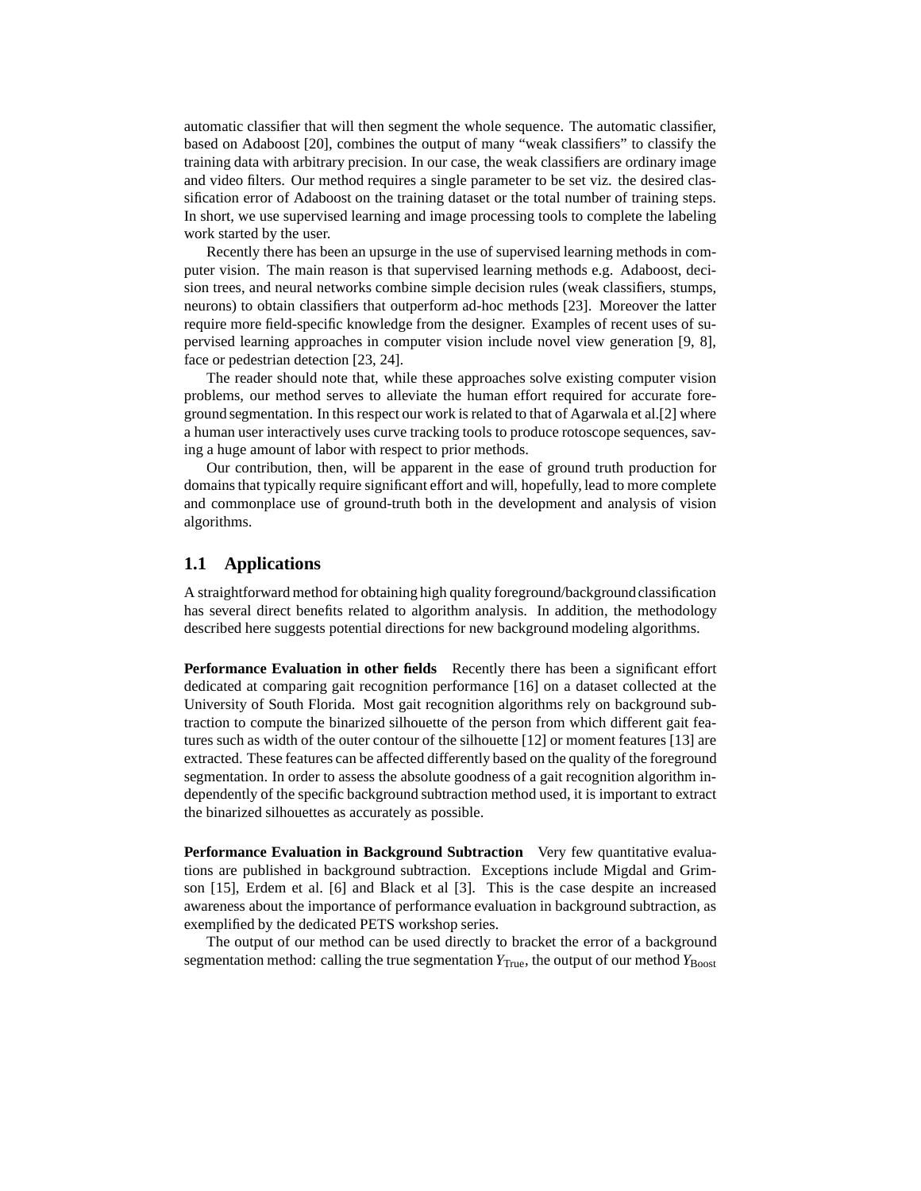automatic classifier that will then segment the whole sequence. The automatic classifier, based on Adaboost [20], combines the output of many "weak classifiers" to classify the training data with arbitrary precision. In our case, the weak classifiers are ordinary image and video filters. Our method requires a single parameter to be set viz. the desired classification error of Adaboost on the training dataset or the total number of training steps. In short, we use supervised learning and image processing tools to complete the labeling work started by the user.

Recently there has been an upsurge in the use of supervised learning methods in computer vision. The main reason is that supervised learning methods e.g. Adaboost, decision trees, and neural networks combine simple decision rules (weak classifiers, stumps, neurons) to obtain classifiers that outperform ad-hoc methods [23]. Moreover the latter require more field-specific knowledge from the designer. Examples of recent uses of supervised learning approaches in computer vision include novel view generation [9, 8], face or pedestrian detection [23, 24].

The reader should note that, while these approaches solve existing computer vision problems, our method serves to alleviate the human effort required for accurate foreground segmentation. In this respect our work is related to that of Agarwala et al.[2] where a human user interactively uses curve tracking tools to produce rotoscope sequences, saving a huge amount of labor with respect to prior methods.

Our contribution, then, will be apparent in the ease of ground truth production for domains that typically require significant effort and will, hopefully, lead to more complete and commonplace use of ground-truth both in the development and analysis of vision algorithms.

## 1.1 Applications

A straightforward method for obtaining high quality foreground/background classification has several direct benefits related to algorithm analysis. In addition, the methodology described here suggests potential directions for new background modeling algorithms.

**Performance Evaluation in other fields** Recently there has been a significant effort dedicated at comparing gait recognition performance [16] on a dataset collected at the University of South Florida. Most gait recognition algorithms rely on background subtraction to compute the binarized silhouette of the person from which different gait features such as width of the outer contour of the silhouette [12] or moment features [13] are extracted. These features can be affected differently based on the quality of the foreground segmentation. In order to assess the absolute goodness of a gait recognition algorithm independently of the specific background subtraction method used, it is important to extract the binarized silhouettes as accurately as possible.

**Performance Evaluation in Background Subtraction** Very few quantitative evaluations are published in background subtraction. Exceptions include Migdal and Grimson [15], Erdem et al. [6] and Black et al [3]. This is the case despite an increased awareness about the importance of performance evaluation in background subtraction, as exemplified by the dedicated PETS workshop series.

The output of our method can be used directly to bracket the error of a background segmentation method: calling the true segmentation $Y_{\text{True}}$, the output of our method $Y_{\text{Boost}}$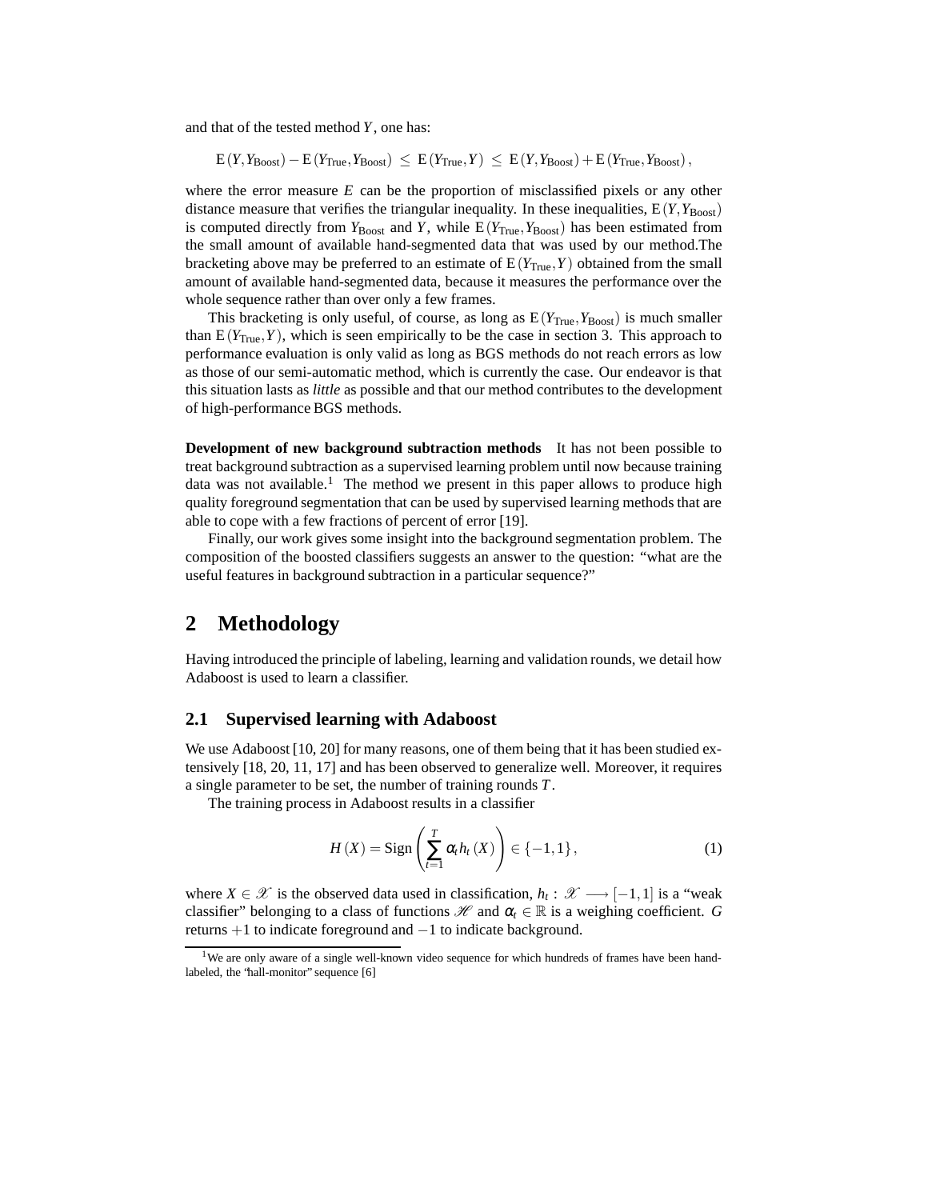and that of the tested method $Y$, one has:

$$\mathrm{E}\left(Y, Y_{\text{Boost}}\right) - \mathrm{E}\left(Y_{\text{True}}, Y_{\text{Boost}}\right) \leq \mathrm{E}\left(Y_{\text{True}}, Y\right) \leq \mathrm{E}\left(Y, Y_{\text{Boost}}\right) + \mathrm{E}\left(Y_{\text{True}}, Y_{\text{Boost}}\right),$$

where the error measure $E$ can be the proportion of misclassified pixels or any other distance measure that verifies the triangular inequality. In these inequalities, $\mathrm{E}\left(Y, Y_{\text{Boost}}\right)$ is computed directly from $Y_{\text{Boost}}$ and $Y$, while $\mathrm{E}\left(Y_{\text{True}}, Y_{\text{Boost}}\right)$ has been estimated from the small amount of available hand-segmented data that was used by our method.The bracketing above may be preferred to an estimate of $\mathrm{E}\left(Y_{\text{True}}, Y\right)$ obtained from the small amount of available hand-segmented data, because it measures the performance over the whole sequence rather than over only a few frames.

This bracketing is only useful, of course, as long as $\mathrm{E}\left(Y_{\text{True}}, Y_{\text{Boost}}\right)$ is much smaller than $\mathrm{E}\left(Y_{\text{True}}, Y\right)$, which is seen empirically to be the case in section 3. This approach to performance evaluation is only valid as long as BGS methods do not reach errors as low as those of our semi-automatic method, which is currently the case. Our endeavor is that this situation lasts as *little* as possible and that our method contributes to the development of high-performance BGS methods.

**Development of new background subtraction methods** It has not been possible to treat background subtraction as a supervised learning problem until now because training data was not available.[1] The method we present in this paper allows to produce high quality foreground segmentation that can be used by supervised learning methods that are able to cope with a few fractions of percent of error [19].

Finally, our work gives some insight into the background segmentation problem. The composition of the boosted classifiers suggests an answer to the question: "what are the useful features in background subtraction in a particular sequence?"

# 2 Methodology

Having introduced the principle of labeling, learning and validation rounds, we detail how Adaboost is used to learn a classifier.

## 2.1 Supervised learning with Adaboost

We use Adaboost [10, 20] for many reasons, one of them being that it has been studied extensively [18, 20, 11, 17] and has been observed to generalize well. Moreover, it requires a single parameter to be set, the number of training rounds $T$.

The training process in Adaboost results in a classifier

$$H(X) = \mathrm{Sign}\left(\sum_{t=1}^{T} \alpha_t h_t(X)\right) \in \{-1, 1\}, \tag{1}$$

where $X \in \mathscr{X}$ is the observed data used in classification, $h_t : \mathscr{X} \longrightarrow [-1, 1]$ is a "weak classifier" belonging to a class of functions $\mathscr{H}$ and $\alpha_t \in \mathbb{R}$ is a weighing coefficient. $G$ returns $+1$ to indicate foreground and $-1$ to indicate background.

[1] We are only aware of a single well-known video sequence for which hundreds of frames have been hand-labeled, the "hall-monitor" sequence [6]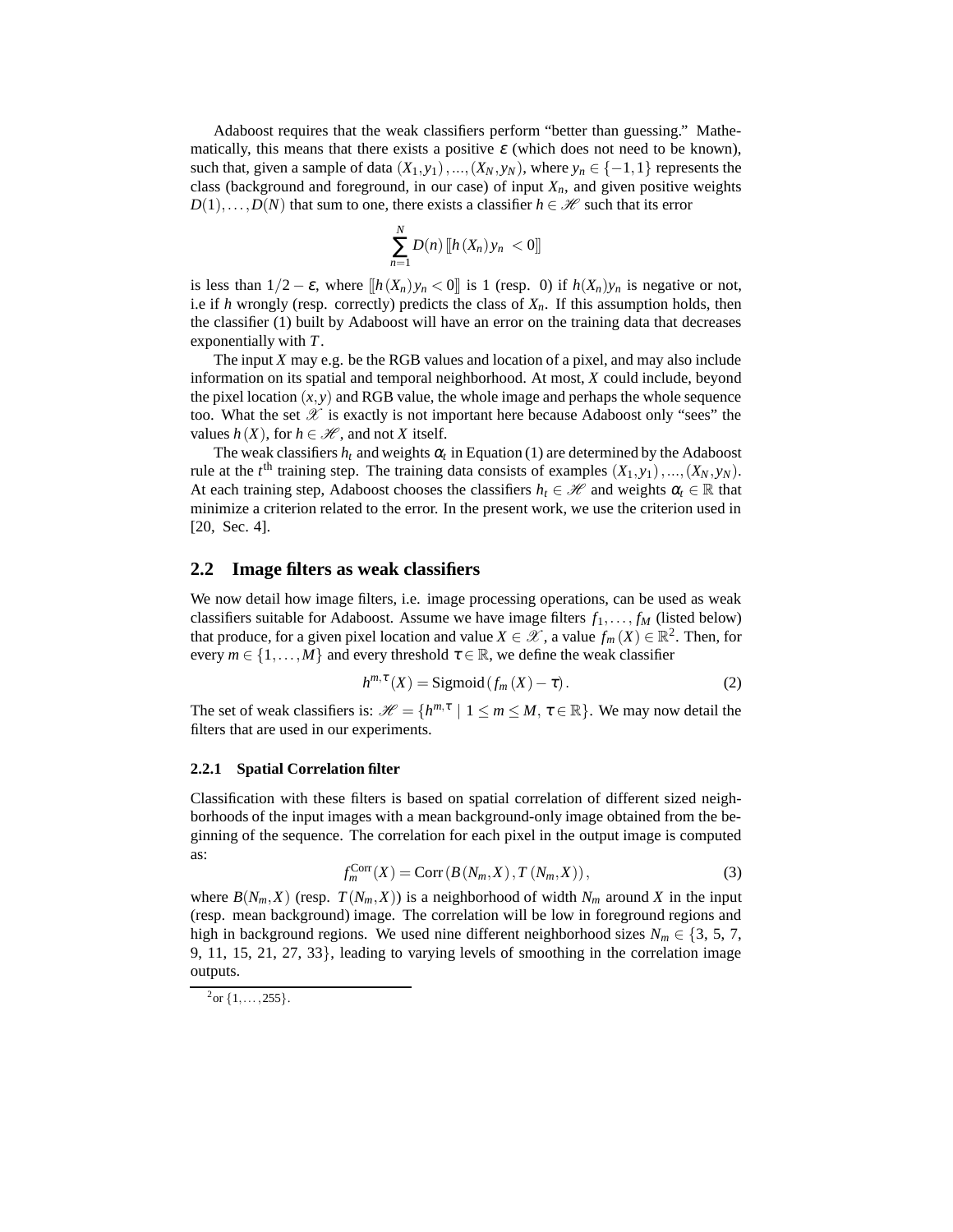Adaboost requires that the weak classifiers perform "better than guessing." Mathematically, this means that there exists a positive $\varepsilon$ (which does not need to be known), such that, given a sample of data $(X_1, y_1), ..., (X_N, y_N)$, where $y_n \in \{-1, 1\}$ represents the class (background and foreground, in our case) of input $X_n$, and given positive weights $D(1), \ldots, D(N)$ that sum to one, there exists a classifier $h \in \mathscr{H}$ such that its error

$$\sum_{n=1}^{N} D(n) [\![ h(X_n) y_n < 0 ]\!]$$

is less than $1/2 - \varepsilon$, where $[\![ h(X_n) y_n < 0 ]\!]$ is 1 (resp. 0) if $h(X_n)y_n$ is negative or not, i.e if $h$ wrongly (resp. correctly) predicts the class of $X_n$. If this assumption holds, then the classifier (1) built by Adaboost will have an error on the training data that decreases exponentially with $T$.

The input $X$ may e.g. be the RGB values and location of a pixel, and may also include information on its spatial and temporal neighborhood. At most, $X$ could include, beyond the pixel location $(x, y)$ and RGB value, the whole image and perhaps the whole sequence too. What the set $\mathscr{X}$ is exactly is not important here because Adaboost only "sees" the values $h(X)$, for $h \in \mathscr{H}$, and not $X$ itself.

The weak classifiers $h_t$ and weights $\alpha_t$ in Equation (1) are determined by the Adaboost rule at the $t^{\text{th}}$ training step. The training data consists of examples $(X_1, y_1), ..., (X_N, y_N)$. At each training step, Adaboost chooses the classifiers $h_t \in \mathscr{H}$ and weights $\alpha_t \in \mathbb{R}$ that minimize a criterion related to the error. In the present work, we use the criterion used in [20, Sec. 4].

## 2.2 Image filters as weak classifiers

We now detail how image filters, i.e. image processing operations, can be used as weak classifiers suitable for Adaboost. Assume we have image filters $f_1, \ldots, f_M$ (listed below) that produce, for a given pixel location and value $X \in \mathscr{X}$, a value $f_m(X) \in \mathbb{R}^2$. Then, for every $m \in \{1, \ldots, M\}$ and every threshold $\tau \in \mathbb{R}$, we define the weak classifier

$$h^{m,\tau}(X) = \text{Sigmoid}(f_m(X) - \tau). \tag{2}$$

The set of weak classifiers is: $\mathscr{H} = \{h^{m,\tau} \mid 1 \leq m \leq M, \tau \in \mathbb{R}\}$. We may now detail the filters that are used in our experiments.

### 2.2.1 Spatial Correlation filter

Classification with these filters is based on spatial correlation of different sized neighborhoods of the input images with a mean background-only image obtained from the beginning of the sequence. The correlation for each pixel in the output image is computed as:

$$f_m^{\text{Corr}}(X) = \text{Corr}(B(N_m, X), T(N_m, X)), \tag{3}$$

where $B(N_m, X)$ (resp. $T(N_m, X)$) is a neighborhood of width $N_m$ around $X$ in the input (resp. mean background) image. The correlation will be low in foreground regions and high in background regions. We used nine different neighborhood sizes $N_m \in \{3, 5, 7, 9, 11, 15, 21, 27, 33\}$, leading to varying levels of smoothing in the correlation image outputs.

---

[2] or $\{1, \ldots, 255\}$.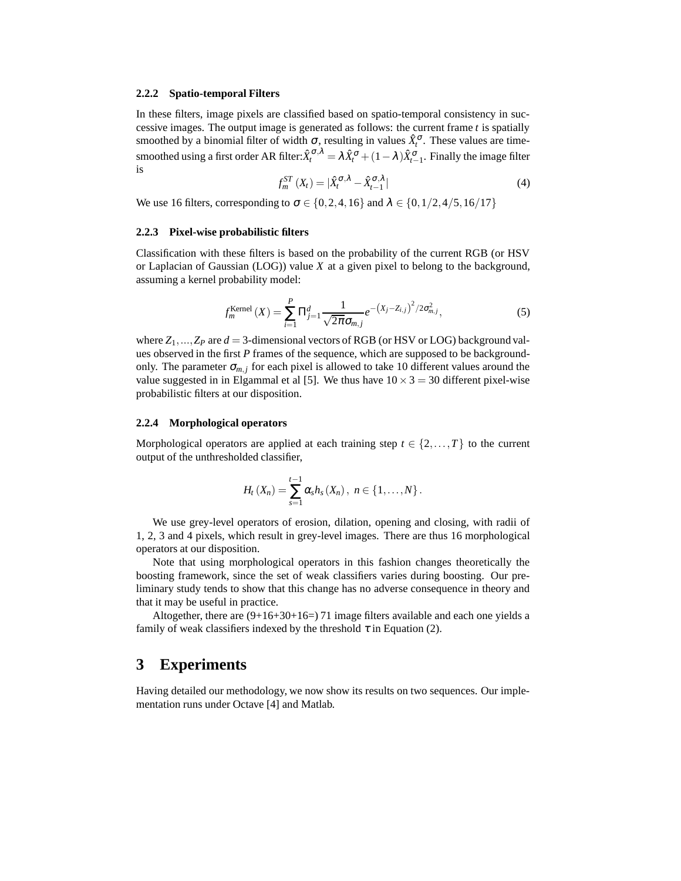#### 2.2.2 Spatio-temporal Filters

In these filters, image pixels are classified based on spatio-temporal consistency in successive images. The output image is generated as follows: the current frame $t$ is spatially smoothed by a binomial filter of width $\sigma$, resulting in values $\hat{X}_t^{\sigma}$. These values are time-smoothed using a first order AR filter: $\hat{X}_t^{\sigma,\lambda} = \lambda \hat{X}_t^{\sigma} + (1-\lambda)\hat{X}_{t-1}^{\sigma}$. Finally the image filter is

$$f_m^{ST}(X_t) = |\hat{X}_t^{\sigma,\lambda} - \hat{X}_{t-1}^{\sigma,\lambda}| \tag{4}$$

We use 16 filters, corresponding to $\sigma \in \{0,2,4,16\}$ and $\lambda \in \{0,1/2,4/5,16/17\}$

#### 2.2.3 Pixel-wise probabilistic filters

Classification with these filters is based on the probability of the current RGB (or HSV or Laplacian of Gaussian (LOG)) value $X$ at a given pixel to belong to the background, assuming a kernel probability model:

$$f_m^{\text{Kernel}}(X) = \sum_{i=1}^{P} \Pi_{j=1}^{d} \frac{1}{\sqrt{2\pi}\sigma_{m,j}} e^{-\left(X_j - Z_{i,j}\right)^2/2\sigma_{m,j}^2}, \tag{5}$$

where $Z_1,\ldots,Z_P$ are $d=3$-dimensional vectors of RGB (or HSV or LOG) background values observed in the first $P$ frames of the sequence, which are supposed to be background-only. The parameter $\sigma_{m,j}$ for each pixel is allowed to take 10 different values around the value suggested in in Elgammal et al [5]. We thus have $10 \times 3 = 30$ different pixel-wise probabilistic filters at our disposition.

#### 2.2.4 Morphological operators

Morphological operators are applied at each training step $t \in \{2,\ldots,T\}$ to the current output of the unthresholded classifier,

$$H_t(X_n) = \sum_{s=1}^{t-1} \alpha_s h_s(X_n),\ n \in \{1,\ldots,N\}.$$

We use grey-level operators of erosion, dilation, opening and closing, with radii of 1, 2, 3 and 4 pixels, which result in grey-level images. There are thus 16 morphological operators at our disposition.

Note that using morphological operators in this fashion changes theoretically the boosting framework, since the set of weak classifiers varies during boosting. Our preliminary study tends to show that this change has no adverse consequence in theory and that it may be useful in practice.

Altogether, there are (9+16+30+16=) 71 image filters available and each one yields a family of weak classifiers indexed by the threshold $\tau$ in Equation (2).

## 3 Experiments

Having detailed our methodology, we now show its results on two sequences. Our implementation runs under Octave [4] and Matlab.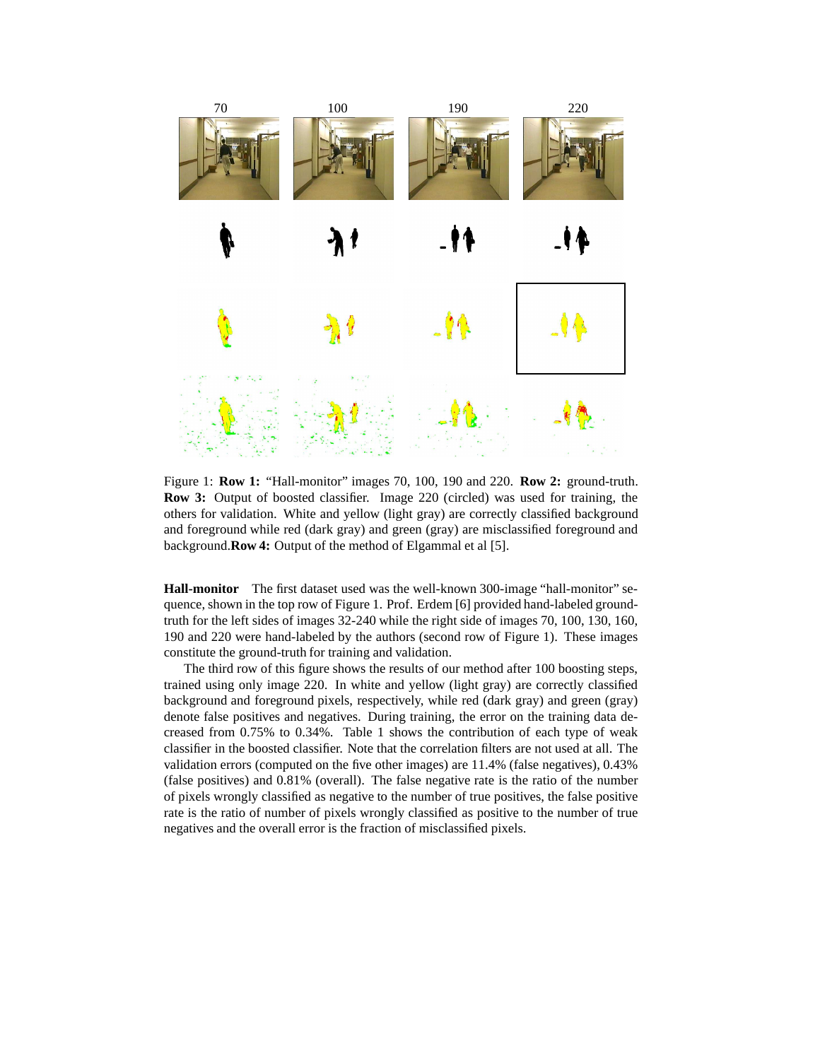70 100 190 220

Figure 1: **Row 1:** "Hall-monitor" images 70, 100, 190 and 220. **Row 2:** ground-truth. **Row 3:** Output of boosted classifier. Image 220 (circled) was used for training, the others for validation. White and yellow (light gray) are correctly classified background and foreground while red (dark gray) and green (gray) are misclassified foreground and background. **Row 4:** Output of the method of Elgammal et al [5].

**Hall-monitor** The first dataset used was the well-known 300-image "hall-monitor" sequence, shown in the top row of Figure 1. Prof. Erdem [6] provided hand-labeled ground-truth for the left sides of images 32-240 while the right side of images 70, 100, 130, 160, 190 and 220 were hand-labeled by the authors (second row of Figure 1). These images constitute the ground-truth for training and validation.

The third row of this figure shows the results of our method after 100 boosting steps, trained using only image 220. In white and yellow (light gray) are correctly classified background and foreground pixels, respectively, while red (dark gray) and green (gray) denote false positives and negatives. During training, the error on the training data decreased from 0.75% to 0.34%. Table 1 shows the contribution of each type of weak classifier in the boosted classifier. Note that the correlation filters are not used at all. The validation errors (computed on the five other images) are 11.4% (false negatives), 0.43% (false positives) and 0.81% (overall). The false negative rate is the ratio of the number of pixels wrongly classified as negative to the number of true positives, the false positive rate is the ratio of number of pixels wrongly classified as positive to the number of true negatives and the overall error is the fraction of misclassified pixels.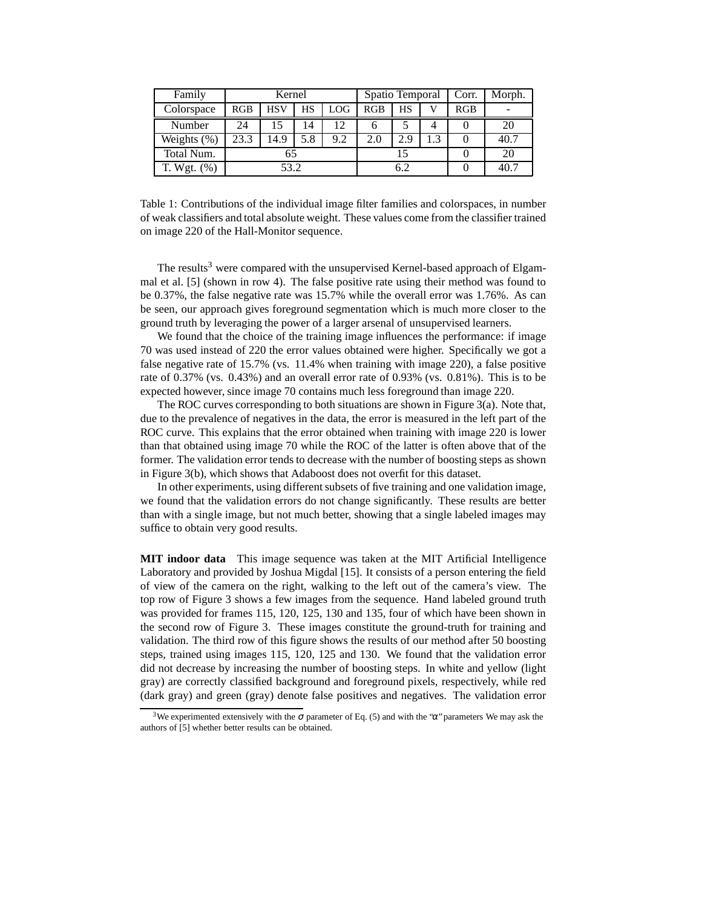| Family | Kernel | | | | Spatio Temporal | | | Corr. | Morph. |
|---|---|---|---|---|---|---|---|---|---|
| Colorspace | RGB | HSV | HS | LOG | RGB | HS | V | RGB | - |
| Number | 24 | 15 | 14 | 12 | 6 | 5 | 4 | 0 | 20 |
| Weights (%) | 23.3 | 14.9 | 5.8 | 9.2 | 2.0 | 2.9 | 1.3 | 0 | 40.7 |
| Total Num. | 65 | | | | 15 | | | 0 | 20 |
| T. Wgt. (%) | 53.2 | | | | 6.2 | | | 0 | 40.7 |

Table 1: Contributions of the individual image filter families and colorspaces, in number of weak classifiers and total absolute weight. These values come from the classifier trained on image 220 of the Hall-Monitor sequence.

The results[3] were compared with the unsupervised Kernel-based approach of Elgammal et al. [5] (shown in row 4). The false positive rate using their method was found to be 0.37%, the false negative rate was 15.7% while the overall error was 1.76%. As can be seen, our approach gives foreground segmentation which is much more closer to the ground truth by leveraging the power of a larger arsenal of unsupervised learners.

We found that the choice of the training image influences the performance: if image 70 was used instead of 220 the error values obtained were higher. Specifically we got a false negative rate of 15.7% (vs. 11.4% when training with image 220), a false positive rate of 0.37% (vs. 0.43%) and an overall error rate of 0.93% (vs. 0.81%). This is to be expected however, since image 70 contains much less foreground than image 220.

The ROC curves corresponding to both situations are shown in Figure 3(a). Note that, due to the prevalence of negatives in the data, the error is measured in the left part of the ROC curve. This explains that the error obtained when training with image 220 is lower than that obtained using image 70 while the ROC of the latter is often above that of the former. The validation error tends to decrease with the number of boosting steps as shown in Figure 3(b), which shows that Adaboost does not overfit for this dataset.

In other experiments, using different subsets of five training and one validation image, we found that the validation errors do not change significantly. These results are better than with a single image, but not much better, showing that a single labeled images may suffice to obtain very good results.

**MIT indoor data** This image sequence was taken at the MIT Artificial Intelligence Laboratory and provided by Joshua Migdal [15]. It consists of a person entering the field of view of the camera on the right, walking to the left out of the camera's view. The top row of Figure 3 shows a few images from the sequence. Hand labeled ground truth was provided for frames 115, 120, 125, 130 and 135, four of which have been shown in the second row of Figure 3. These images constitute the ground-truth for training and validation. The third row of this figure shows the results of our method after 50 boosting steps, trained using images 115, 120, 125 and 130. We found that the validation error did not decrease by increasing the number of boosting steps. In white and yellow (light gray) are correctly classified background and foreground pixels, respectively, while red (dark gray) and green (gray) denote false positives and negatives. The validation error

[3] We experimented extensively with the $\sigma$ parameter of Eq. (5) and with the "$\alpha$" parameters We may ask the authors of [5] whether better results can be obtained.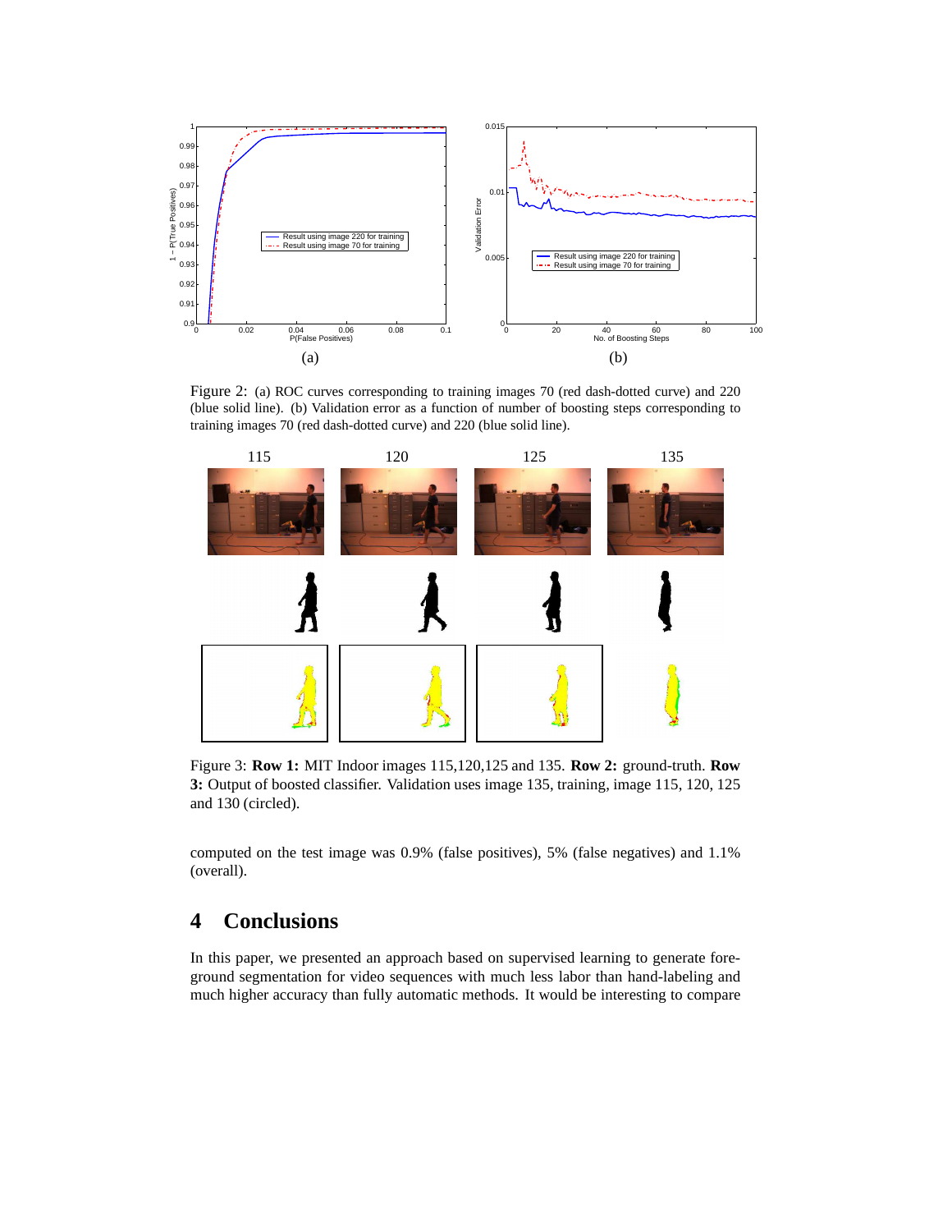Figure 2: (a) ROC curves corresponding to training images 70 (red dash-dotted curve) and 220 (blue solid line). (b) Validation error as a function of number of boosting steps corresponding to training images 70 (red dash-dotted curve) and 220 (blue solid line).

Figure 3: **Row 1:** MIT Indoor images 115,120,125 and 135. **Row 2:** ground-truth. **Row 3:** Output of boosted classifier. Validation uses image 135, training, image 115, 120, 125 and 130 (circled).

computed on the test image was 0.9% (false positives), 5% (false negatives) and 1.1% (overall).

## 4 Conclusions

In this paper, we presented an approach based on supervised learning to generate foreground segmentation for video sequences with much less labor than hand-labeling and much higher accuracy than fully automatic methods. It would be interesting to compare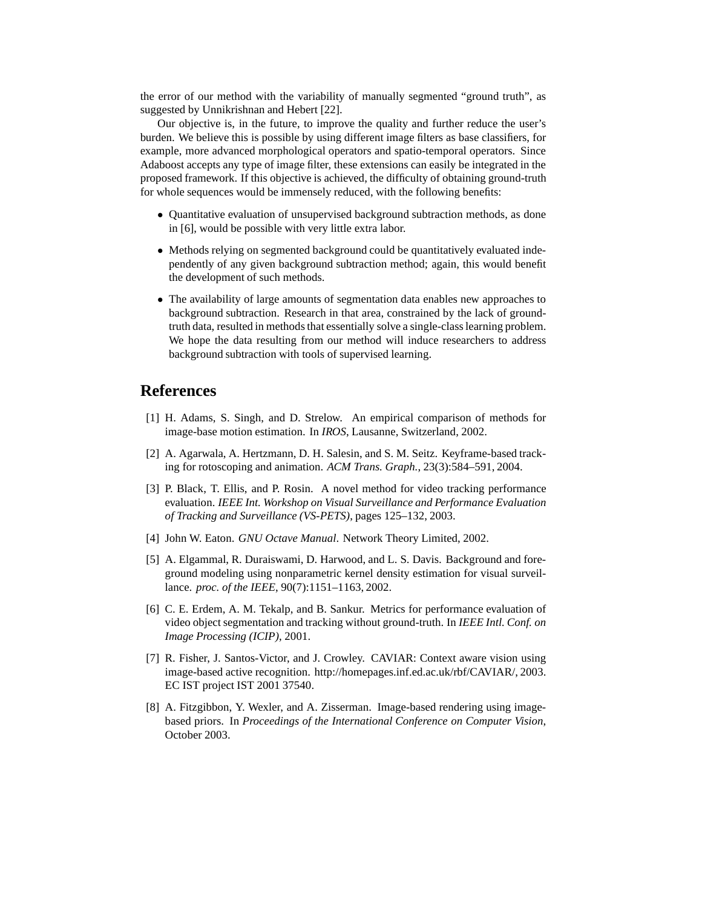the error of our method with the variability of manually segmented "ground truth", as suggested by Unnikrishnan and Hebert [22].

Our objective is, in the future, to improve the quality and further reduce the user's burden. We believe this is possible by using different image filters as base classifiers, for example, more advanced morphological operators and spatio-temporal operators. Since Adaboost accepts any type of image filter, these extensions can easily be integrated in the proposed framework. If this objective is achieved, the difficulty of obtaining ground-truth for whole sequences would be immensely reduced, with the following benefits:

- Quantitative evaluation of unsupervised background subtraction methods, as done in [6], would be possible with very little extra labor.
- Methods relying on segmented background could be quantitatively evaluated independently of any given background subtraction method; again, this would benefit the development of such methods.
- The availability of large amounts of segmentation data enables new approaches to background subtraction. Research in that area, constrained by the lack of ground-truth data, resulted in methods that essentially solve a single-class learning problem. We hope the data resulting from our method will induce researchers to address background subtraction with tools of supervised learning.

# References

[1] H. Adams, S. Singh, and D. Strelow. An empirical comparison of methods for image-base motion estimation. In *IROS*, Lausanne, Switzerland, 2002.

[2] A. Agarwala, A. Hertzmann, D. H. Salesin, and S. M. Seitz. Keyframe-based tracking for rotoscoping and animation. *ACM Trans. Graph.*, 23(3):584–591, 2004.

[3] P. Black, T. Ellis, and P. Rosin. A novel method for video tracking performance evaluation. *IEEE Int. Workshop on Visual Surveillance and Performance Evaluation of Tracking and Surveillance (VS-PETS)*, pages 125–132, 2003.

[4] John W. Eaton. *GNU Octave Manual*. Network Theory Limited, 2002.

[5] A. Elgammal, R. Duraiswami, D. Harwood, and L. S. Davis. Background and foreground modeling using nonparametric kernel density estimation for visual surveillance. *proc. of the IEEE*, 90(7):1151–1163, 2002.

[6] C. E. Erdem, A. M. Tekalp, and B. Sankur. Metrics for performance evaluation of video object segmentation and tracking without ground-truth. In *IEEE Intl. Conf. on Image Processing (ICIP)*, 2001.

[7] R. Fisher, J. Santos-Victor, and J. Crowley. CAVIAR: Context aware vision using image-based active recognition. http://homepages.inf.ed.ac.uk/rbf/CAVIAR/, 2003. EC IST project IST 2001 37540.

[8] A. Fitzgibbon, Y. Wexler, and A. Zisserman. Image-based rendering using image-based priors. In *Proceedings of the International Conference on Computer Vision*, October 2003.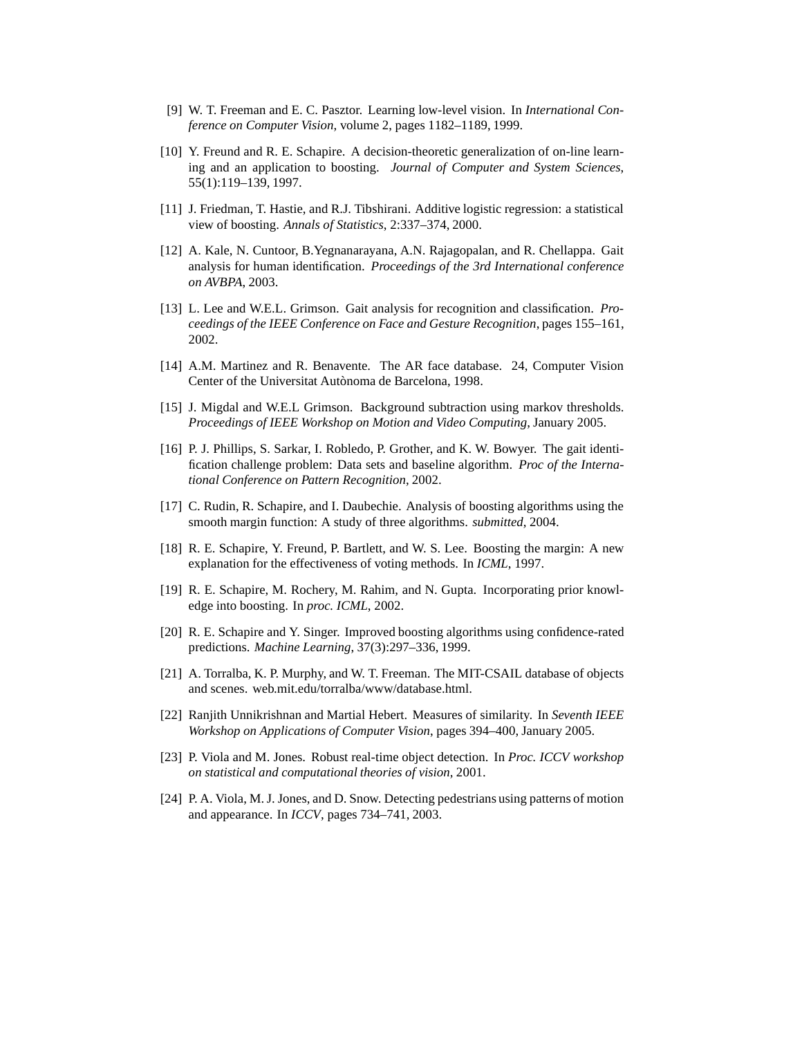[9] W. T. Freeman and E. C. Pasztor. Learning low-level vision. In *International Conference on Computer Vision*, volume 2, pages 1182–1189, 1999.

[10] Y. Freund and R. E. Schapire. A decision-theoretic generalization of on-line learning and an application to boosting. *Journal of Computer and System Sciences*, 55(1):119–139, 1997.

[11] J. Friedman, T. Hastie, and R.J. Tibshirani. Additive logistic regression: a statistical view of boosting. *Annals of Statistics*, 2:337–374, 2000.

[12] A. Kale, N. Cuntoor, B.Yegnanarayana, A.N. Rajagopalan, and R. Chellappa. Gait analysis for human identification. *Proceedings of the 3rd International conference on AVBPA*, 2003.

[13] L. Lee and W.E.L. Grimson. Gait analysis for recognition and classification. *Proceedings of the IEEE Conference on Face and Gesture Recognition*, pages 155–161, 2002.

[14] A.M. Martinez and R. Benavente. The AR face database. 24, Computer Vision Center of the Universitat Autònoma de Barcelona, 1998.

[15] J. Migdal and W.E.L Grimson. Background subtraction using markov thresholds. *Proceedings of IEEE Workshop on Motion and Video Computing*, January 2005.

[16] P. J. Phillips, S. Sarkar, I. Robledo, P. Grother, and K. W. Bowyer. The gait identification challenge problem: Data sets and baseline algorithm. *Proc of the International Conference on Pattern Recognition*, 2002.

[17] C. Rudin, R. Schapire, and I. Daubechie. Analysis of boosting algorithms using the smooth margin function: A study of three algorithms. *submitted*, 2004.

[18] R. E. Schapire, Y. Freund, P. Bartlett, and W. S. Lee. Boosting the margin: A new explanation for the effectiveness of voting methods. In *ICML*, 1997.

[19] R. E. Schapire, M. Rochery, M. Rahim, and N. Gupta. Incorporating prior knowledge into boosting. In *proc. ICML*, 2002.

[20] R. E. Schapire and Y. Singer. Improved boosting algorithms using confidence-rated predictions. *Machine Learning*, 37(3):297–336, 1999.

[21] A. Torralba, K. P. Murphy, and W. T. Freeman. The MIT-CSAIL database of objects and scenes. web.mit.edu/torralba/www/database.html.

[22] Ranjith Unnikrishnan and Martial Hebert. Measures of similarity. In *Seventh IEEE Workshop on Applications of Computer Vision*, pages 394–400, January 2005.

[23] P. Viola and M. Jones. Robust real-time object detection. In *Proc. ICCV workshop on statistical and computational theories of vision*, 2001.

[24] P. A. Viola, M. J. Jones, and D. Snow. Detecting pedestrians using patterns of motion and appearance. In *ICCV*, pages 734–741, 2003.